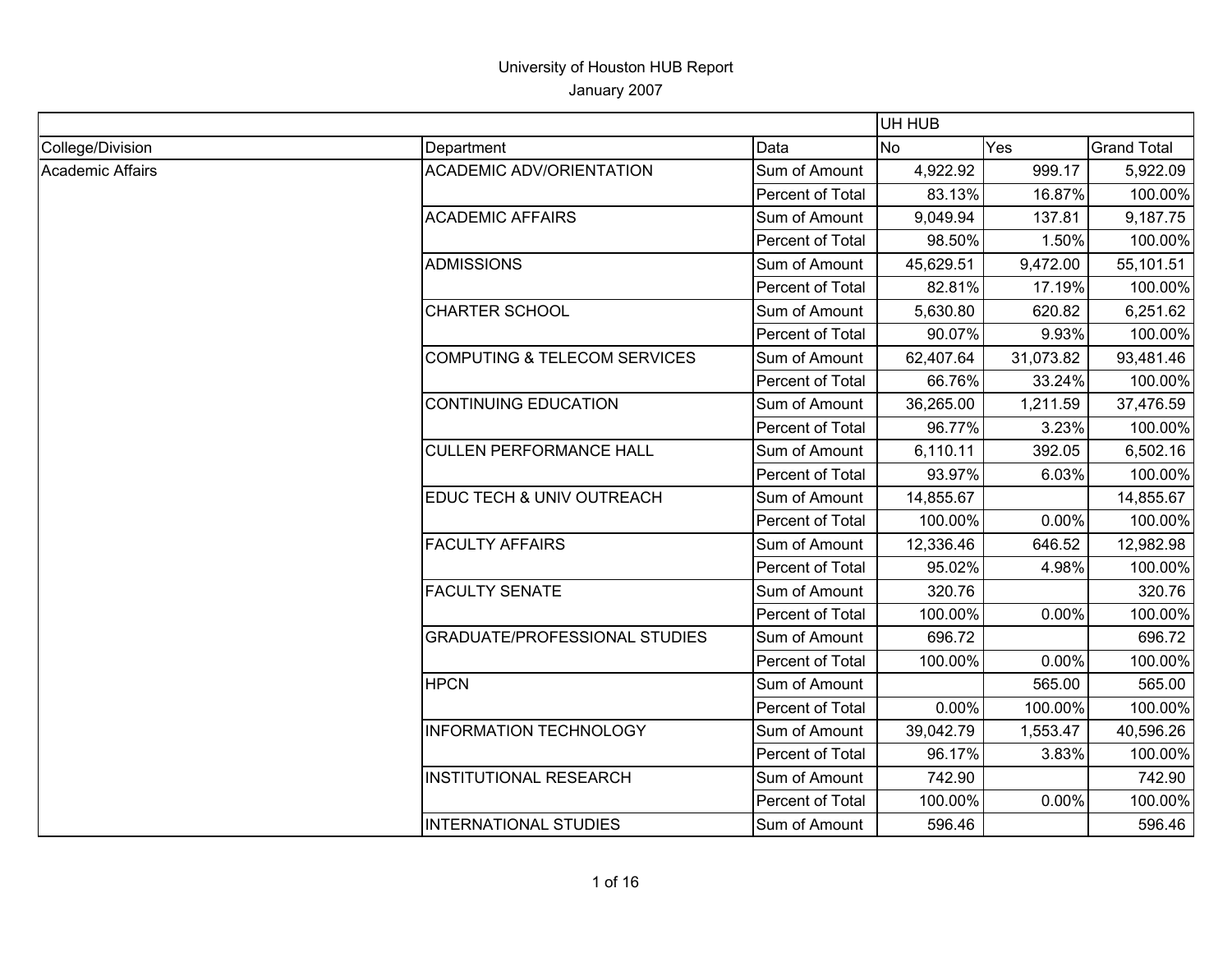# University of Houston HUB Report

January 2007

| | | | UH HUB | | |
|---|---|---|---|---|---|
| College/Division | Department | Data | No | Yes | Grand Total |
| Academic Affairs | ACADEMIC ADV/ORIENTATION | Sum of Amount | 4,922.92 | 999.17 | 5,922.09 |
| | | Percent of Total | 83.13% | 16.87% | 100.00% |
| | ACADEMIC AFFAIRS | Sum of Amount | 9,049.94 | 137.81 | 9,187.75 |
| | | Percent of Total | 98.50% | 1.50% | 100.00% |
| | ADMISSIONS | Sum of Amount | 45,629.51 | 9,472.00 | 55,101.51 |
| | | Percent of Total | 82.81% | 17.19% | 100.00% |
| | CHARTER SCHOOL | Sum of Amount | 5,630.80 | 620.82 | 6,251.62 |
| | | Percent of Total | 90.07% | 9.93% | 100.00% |
| | COMPUTING & TELECOM SERVICES | Sum of Amount | 62,407.64 | 31,073.82 | 93,481.46 |
| | | Percent of Total | 66.76% | 33.24% | 100.00% |
| | CONTINUING EDUCATION | Sum of Amount | 36,265.00 | 1,211.59 | 37,476.59 |
| | | Percent of Total | 96.77% | 3.23% | 100.00% |
| | CULLEN PERFORMANCE HALL | Sum of Amount | 6,110.11 | 392.05 | 6,502.16 |
| | | Percent of Total | 93.97% | 6.03% | 100.00% |
| | EDUC TECH & UNIV OUTREACH | Sum of Amount | 14,855.67 | | 14,855.67 |
| | | Percent of Total | 100.00% | 0.00% | 100.00% |
| | FACULTY AFFAIRS | Sum of Amount | 12,336.46 | 646.52 | 12,982.98 |
| | | Percent of Total | 95.02% | 4.98% | 100.00% |
| | FACULTY SENATE | Sum of Amount | 320.76 | | 320.76 |
| | | Percent of Total | 100.00% | 0.00% | 100.00% |
| | GRADUATE/PROFESSIONAL STUDIES | Sum of Amount | 696.72 | | 696.72 |
| | | Percent of Total | 100.00% | 0.00% | 100.00% |
| | HPCN | Sum of Amount | | 565.00 | 565.00 |
| | | Percent of Total | 0.00% | 100.00% | 100.00% |
| | INFORMATION TECHNOLOGY | Sum of Amount | 39,042.79 | 1,553.47 | 40,596.26 |
| | | Percent of Total | 96.17% | 3.83% | 100.00% |
| | INSTITUTIONAL RESEARCH | Sum of Amount | 742.90 | | 742.90 |
| | | Percent of Total | 100.00% | 0.00% | 100.00% |
| | INTERNATIONAL STUDIES | Sum of Amount | 596.46 | | 596.46 |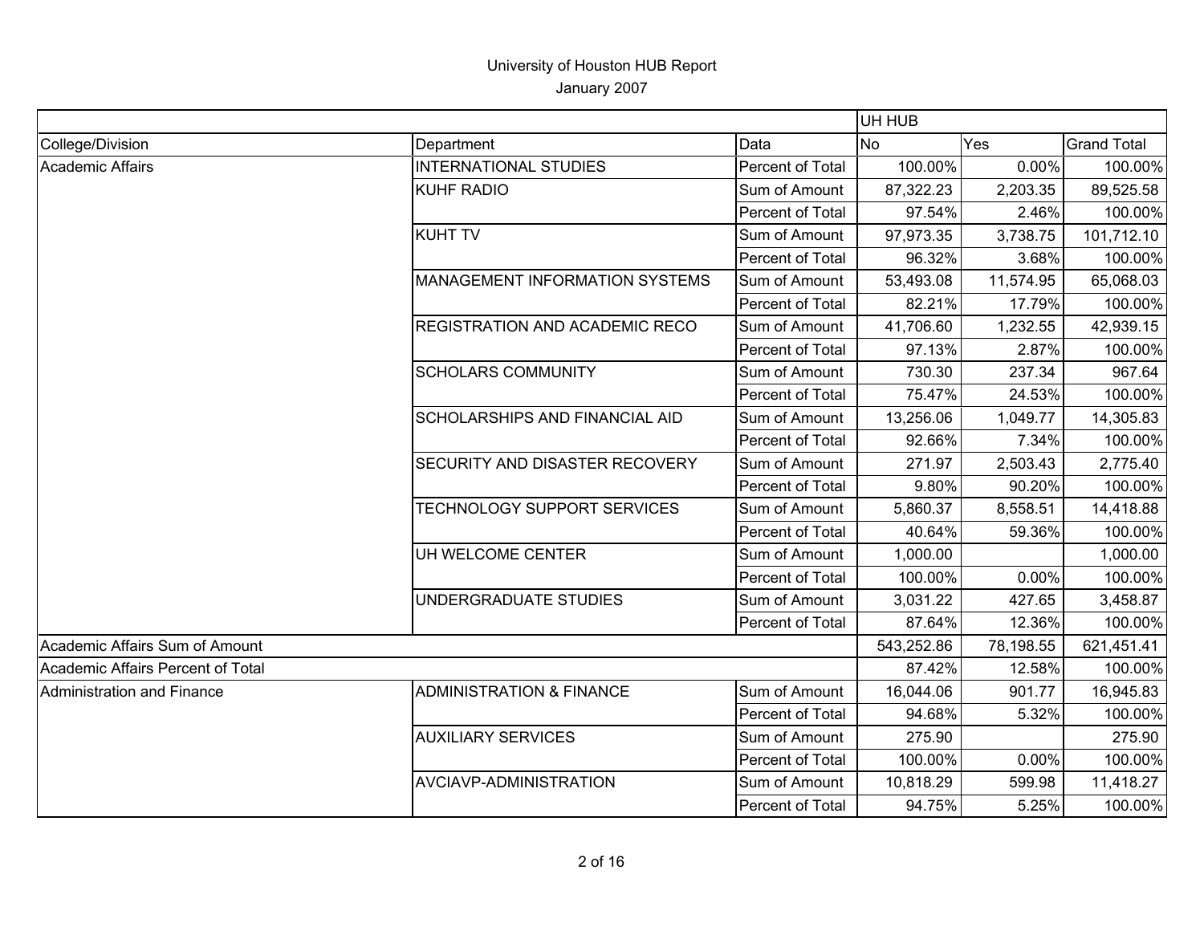University of Houston HUB Report

January 2007

| | | | UH HUB | | |
|---|---|---|---|---|---|
| College/Division | Department | Data | No | Yes | Grand Total |
| Academic Affairs | INTERNATIONAL STUDIES | Percent of Total | 100.00% | 0.00% | 100.00% |
| | KUHF RADIO | Sum of Amount | 87,322.23 | 2,203.35 | 89,525.58 |
| | | Percent of Total | 97.54% | 2.46% | 100.00% |
| | KUHT TV | Sum of Amount | 97,973.35 | 3,738.75 | 101,712.10 |
| | | Percent of Total | 96.32% | 3.68% | 100.00% |
| | MANAGEMENT INFORMATION SYSTEMS | Sum of Amount | 53,493.08 | 11,574.95 | 65,068.03 |
| | | Percent of Total | 82.21% | 17.79% | 100.00% |
| | REGISTRATION AND ACADEMIC RECO | Sum of Amount | 41,706.60 | 1,232.55 | 42,939.15 |
| | | Percent of Total | 97.13% | 2.87% | 100.00% |
| | SCHOLARS COMMUNITY | Sum of Amount | 730.30 | 237.34 | 967.64 |
| | | Percent of Total | 75.47% | 24.53% | 100.00% |
| | SCHOLARSHIPS AND FINANCIAL AID | Sum of Amount | 13,256.06 | 1,049.77 | 14,305.83 |
| | | Percent of Total | 92.66% | 7.34% | 100.00% |
| | SECURITY AND DISASTER RECOVERY | Sum of Amount | 271.97 | 2,503.43 | 2,775.40 |
| | | Percent of Total | 9.80% | 90.20% | 100.00% |
| | TECHNOLOGY SUPPORT SERVICES | Sum of Amount | 5,860.37 | 8,558.51 | 14,418.88 |
| | | Percent of Total | 40.64% | 59.36% | 100.00% |
| | UH WELCOME CENTER | Sum of Amount | 1,000.00 | | 1,000.00 |
| | | Percent of Total | 100.00% | 0.00% | 100.00% |
| | UNDERGRADUATE STUDIES | Sum of Amount | 3,031.22 | 427.65 | 3,458.87 |
| | | Percent of Total | 87.64% | 12.36% | 100.00% |
| Academic Affairs Sum of Amount | | | 543,252.86 | 78,198.55 | 621,451.41 |
| Academic Affairs Percent of Total | | | 87.42% | 12.58% | 100.00% |
| Administration and Finance | ADMINISTRATION & FINANCE | Sum of Amount | 16,044.06 | 901.77 | 16,945.83 |
| | | Percent of Total | 94.68% | 5.32% | 100.00% |
| | AUXILIARY SERVICES | Sum of Amount | 275.90 | | 275.90 |
| | | Percent of Total | 100.00% | 0.00% | 100.00% |
| | AVCIAVP-ADMINISTRATION | Sum of Amount | 10,818.29 | 599.98 | 11,418.27 |
| | | Percent of Total | 94.75% | 5.25% | 100.00% |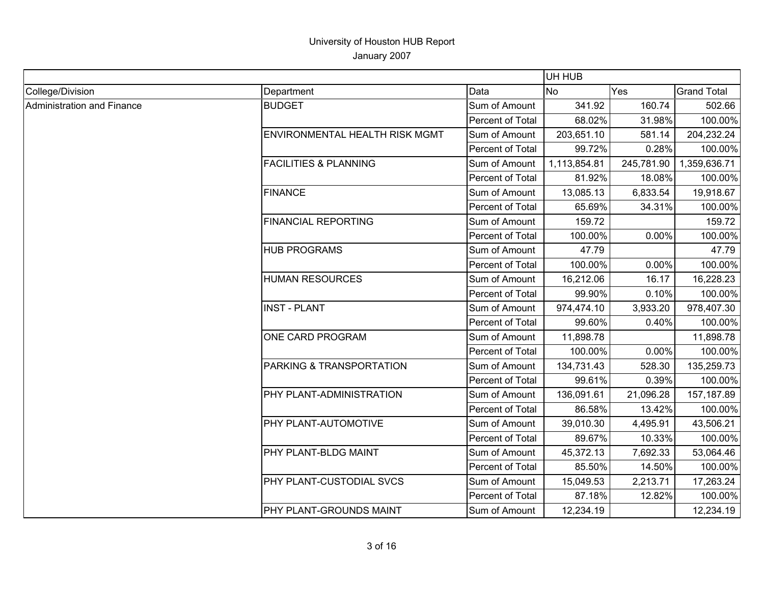# University of Houston HUB Report

January 2007

| | | | UH HUB | | |
|---|---|---|---|---|---|
| College/Division | Department | Data | No | Yes | Grand Total |
| Administration and Finance | BUDGET | Sum of Amount | 341.92 | 160.74 | 502.66 |
| | | Percent of Total | 68.02% | 31.98% | 100.00% |
| | ENVIRONMENTAL HEALTH RISK MGMT | Sum of Amount | 203,651.10 | 581.14 | 204,232.24 |
| | | Percent of Total | 99.72% | 0.28% | 100.00% |
| | FACILITIES & PLANNING | Sum of Amount | 1,113,854.81 | 245,781.90 | 1,359,636.71 |
| | | Percent of Total | 81.92% | 18.08% | 100.00% |
| | FINANCE | Sum of Amount | 13,085.13 | 6,833.54 | 19,918.67 |
| | | Percent of Total | 65.69% | 34.31% | 100.00% |
| | FINANCIAL REPORTING | Sum of Amount | 159.72 | | 159.72 |
| | | Percent of Total | 100.00% | 0.00% | 100.00% |
| | HUB PROGRAMS | Sum of Amount | 47.79 | | 47.79 |
| | | Percent of Total | 100.00% | 0.00% | 100.00% |
| | HUMAN RESOURCES | Sum of Amount | 16,212.06 | 16.17 | 16,228.23 |
| | | Percent of Total | 99.90% | 0.10% | 100.00% |
| | INST - PLANT | Sum of Amount | 974,474.10 | 3,933.20 | 978,407.30 |
| | | Percent of Total | 99.60% | 0.40% | 100.00% |
| | ONE CARD PROGRAM | Sum of Amount | 11,898.78 | | 11,898.78 |
| | | Percent of Total | 100.00% | 0.00% | 100.00% |
| | PARKING & TRANSPORTATION | Sum of Amount | 134,731.43 | 528.30 | 135,259.73 |
| | | Percent of Total | 99.61% | 0.39% | 100.00% |
| | PHY PLANT-ADMINISTRATION | Sum of Amount | 136,091.61 | 21,096.28 | 157,187.89 |
| | | Percent of Total | 86.58% | 13.42% | 100.00% |
| | PHY PLANT-AUTOMOTIVE | Sum of Amount | 39,010.30 | 4,495.91 | 43,506.21 |
| | | Percent of Total | 89.67% | 10.33% | 100.00% |
| | PHY PLANT-BLDG MAINT | Sum of Amount | 45,372.13 | 7,692.33 | 53,064.46 |
| | | Percent of Total | 85.50% | 14.50% | 100.00% |
| | PHY PLANT-CUSTODIAL SVCS | Sum of Amount | 15,049.53 | 2,213.71 | 17,263.24 |
| | | Percent of Total | 87.18% | 12.82% | 100.00% |
| | PHY PLANT-GROUNDS MAINT | Sum of Amount | 12,234.19 | | 12,234.19 |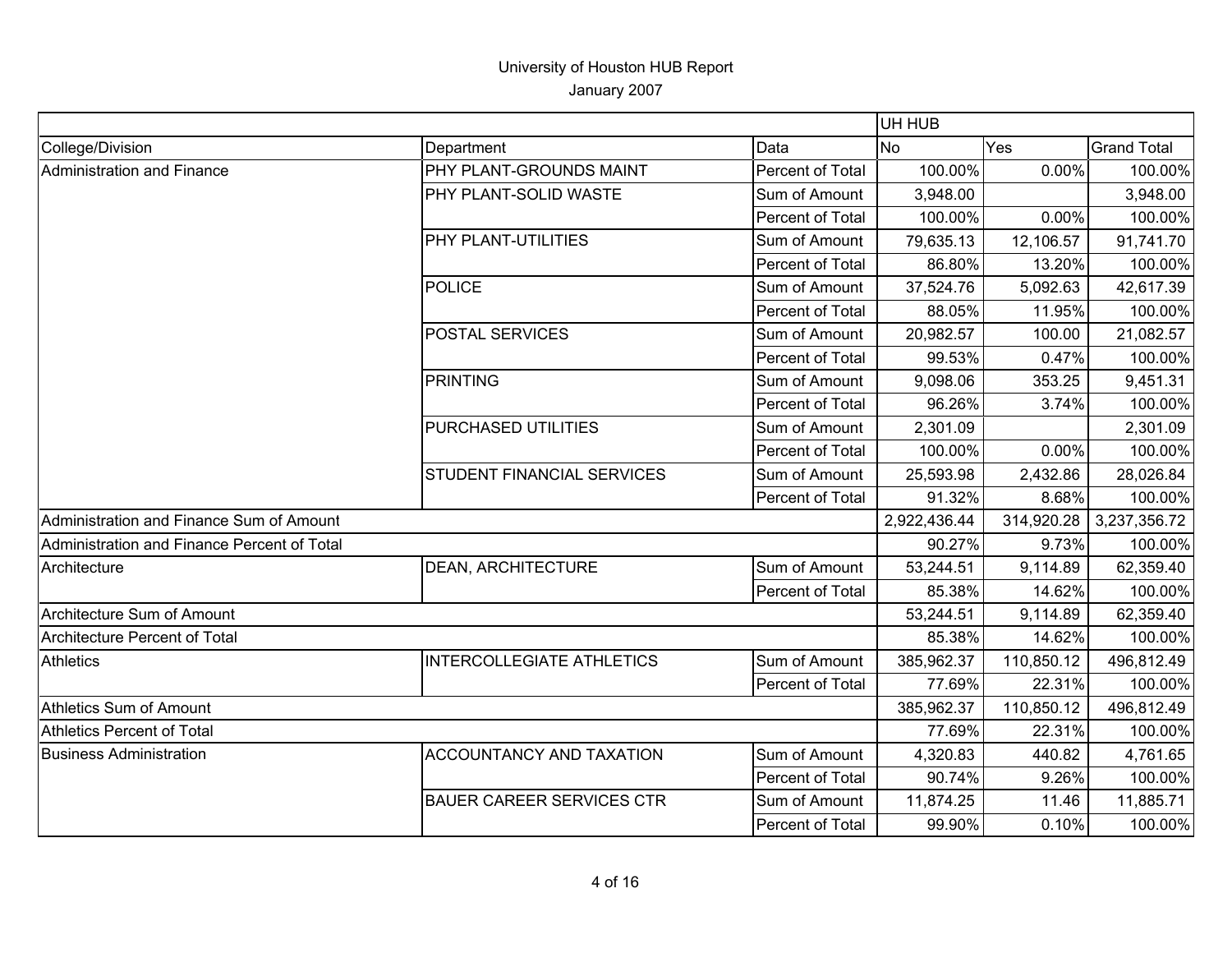# University of Houston HUB Report

January 2007

| | | | UH HUB | | |
|---|---|---|---|---|---|
| College/Division | Department | Data | No | Yes | Grand Total |
| Administration and Finance | PHY PLANT-GROUNDS MAINT | Percent of Total | 100.00% | 0.00% | 100.00% |
| | PHY PLANT-SOLID WASTE | Sum of Amount | 3,948.00 | | 3,948.00 |
| | | Percent of Total | 100.00% | 0.00% | 100.00% |
| | PHY PLANT-UTILITIES | Sum of Amount | 79,635.13 | 12,106.57 | 91,741.70 |
| | | Percent of Total | 86.80% | 13.20% | 100.00% |
| | POLICE | Sum of Amount | 37,524.76 | 5,092.63 | 42,617.39 |
| | | Percent of Total | 88.05% | 11.95% | 100.00% |
| | POSTAL SERVICES | Sum of Amount | 20,982.57 | 100.00 | 21,082.57 |
| | | Percent of Total | 99.53% | 0.47% | 100.00% |
| | PRINTING | Sum of Amount | 9,098.06 | 353.25 | 9,451.31 |
| | | Percent of Total | 96.26% | 3.74% | 100.00% |
| | PURCHASED UTILITIES | Sum of Amount | 2,301.09 | | 2,301.09 |
| | | Percent of Total | 100.00% | 0.00% | 100.00% |
| | STUDENT FINANCIAL SERVICES | Sum of Amount | 25,593.98 | 2,432.86 | 28,026.84 |
| | | Percent of Total | 91.32% | 8.68% | 100.00% |
| Administration and Finance Sum of Amount | | | 2,922,436.44 | 314,920.28 | 3,237,356.72 |
| Administration and Finance Percent of Total | | | 90.27% | 9.73% | 100.00% |
| Architecture | DEAN, ARCHITECTURE | Sum of Amount | 53,244.51 | 9,114.89 | 62,359.40 |
| | | Percent of Total | 85.38% | 14.62% | 100.00% |
| Architecture Sum of Amount | | | 53,244.51 | 9,114.89 | 62,359.40 |
| Architecture Percent of Total | | | 85.38% | 14.62% | 100.00% |
| Athletics | INTERCOLLEGIATE ATHLETICS | Sum of Amount | 385,962.37 | 110,850.12 | 496,812.49 |
| | | Percent of Total | 77.69% | 22.31% | 100.00% |
| Athletics Sum of Amount | | | 385,962.37 | 110,850.12 | 496,812.49 |
| Athletics Percent of Total | | | 77.69% | 22.31% | 100.00% |
| Business Administration | ACCOUNTANCY AND TAXATION | Sum of Amount | 4,320.83 | 440.82 | 4,761.65 |
| | | Percent of Total | 90.74% | 9.26% | 100.00% |
| | BAUER CAREER SERVICES CTR | Sum of Amount | 11,874.25 | 11.46 | 11,885.71 |
| | | Percent of Total | 99.90% | 0.10% | 100.00% |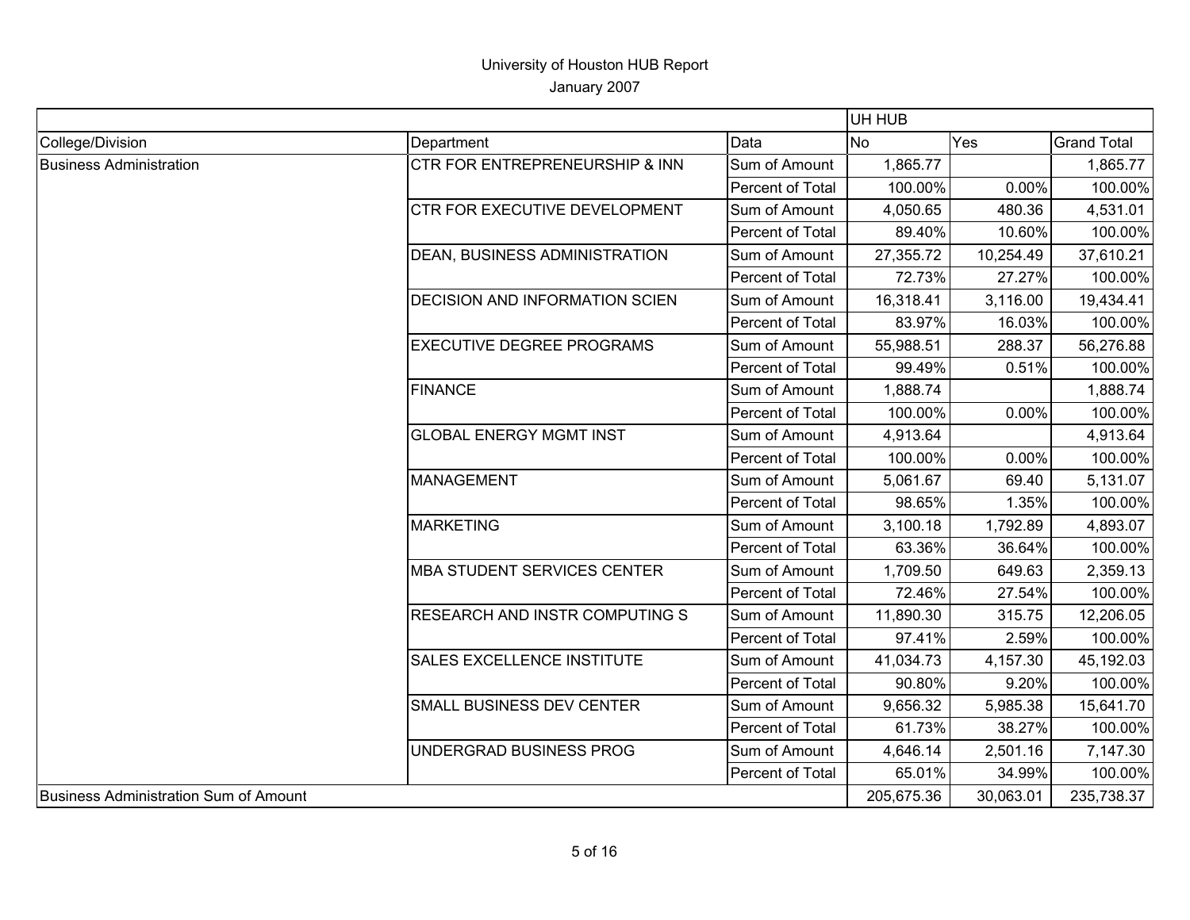University of Houston HUB Report

January 2007

| | | | UH HUB | | |
|---|---|---|---|---|---|
| College/Division | Department | Data | No | Yes | Grand Total |
| Business Administration | CTR FOR ENTREPRENEURSHIP & INN | Sum of Amount | 1,865.77 | | 1,865.77 |
| | | Percent of Total | 100.00% | 0.00% | 100.00% |
| | CTR FOR EXECUTIVE DEVELOPMENT | Sum of Amount | 4,050.65 | 480.36 | 4,531.01 |
| | | Percent of Total | 89.40% | 10.60% | 100.00% |
| | DEAN, BUSINESS ADMINISTRATION | Sum of Amount | 27,355.72 | 10,254.49 | 37,610.21 |
| | | Percent of Total | 72.73% | 27.27% | 100.00% |
| | DECISION AND INFORMATION SCIEN | Sum of Amount | 16,318.41 | 3,116.00 | 19,434.41 |
| | | Percent of Total | 83.97% | 16.03% | 100.00% |
| | EXECUTIVE DEGREE PROGRAMS | Sum of Amount | 55,988.51 | 288.37 | 56,276.88 |
| | | Percent of Total | 99.49% | 0.51% | 100.00% |
| | FINANCE | Sum of Amount | 1,888.74 | | 1,888.74 |
| | | Percent of Total | 100.00% | 0.00% | 100.00% |
| | GLOBAL ENERGY MGMT INST | Sum of Amount | 4,913.64 | | 4,913.64 |
| | | Percent of Total | 100.00% | 0.00% | 100.00% |
| | MANAGEMENT | Sum of Amount | 5,061.67 | 69.40 | 5,131.07 |
| | | Percent of Total | 98.65% | 1.35% | 100.00% |
| | MARKETING | Sum of Amount | 3,100.18 | 1,792.89 | 4,893.07 |
| | | Percent of Total | 63.36% | 36.64% | 100.00% |
| | MBA STUDENT SERVICES CENTER | Sum of Amount | 1,709.50 | 649.63 | 2,359.13 |
| | | Percent of Total | 72.46% | 27.54% | 100.00% |
| | RESEARCH AND INSTR COMPUTING S | Sum of Amount | 11,890.30 | 315.75 | 12,206.05 |
| | | Percent of Total | 97.41% | 2.59% | 100.00% |
| | SALES EXCELLENCE INSTITUTE | Sum of Amount | 41,034.73 | 4,157.30 | 45,192.03 |
| | | Percent of Total | 90.80% | 9.20% | 100.00% |
| | SMALL BUSINESS DEV CENTER | Sum of Amount | 9,656.32 | 5,985.38 | 15,641.70 |
| | | Percent of Total | 61.73% | 38.27% | 100.00% |
| | UNDERGRAD BUSINESS PROG | Sum of Amount | 4,646.14 | 2,501.16 | 7,147.30 |
| | | Percent of Total | 65.01% | 34.99% | 100.00% |
| Business Administration Sum of Amount | | | 205,675.36 | 30,063.01 | 235,738.37 |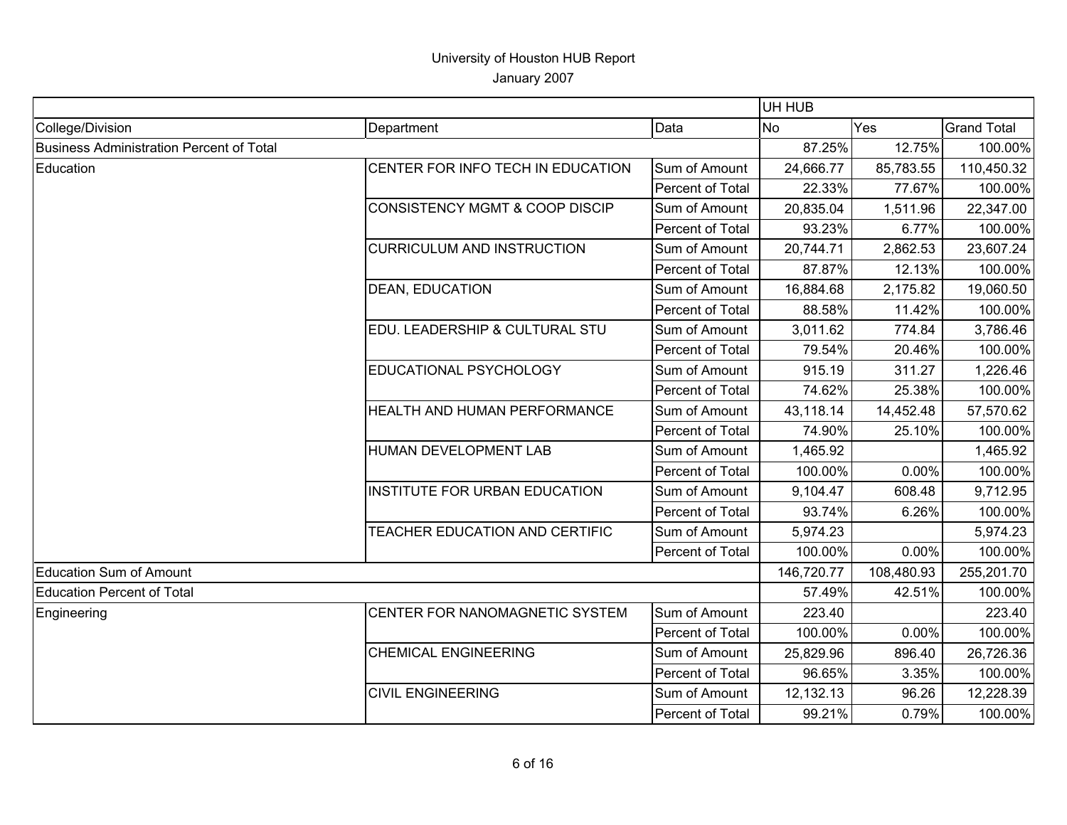# University of Houston HUB Report

January 2007

| | | | UH HUB | | |
|---|---|---|---|---|---|
| College/Division | Department | Data | No | Yes | Grand Total |
| Business Administration Percent of Total | | | 87.25% | 12.75% | 100.00% |
| Education | CENTER FOR INFO TECH IN EDUCATION | Sum of Amount | 24,666.77 | 85,783.55 | 110,450.32 |
| | | Percent of Total | 22.33% | 77.67% | 100.00% |
| | CONSISTENCY MGMT & COOP DISCIP | Sum of Amount | 20,835.04 | 1,511.96 | 22,347.00 |
| | | Percent of Total | 93.23% | 6.77% | 100.00% |
| | CURRICULUM AND INSTRUCTION | Sum of Amount | 20,744.71 | 2,862.53 | 23,607.24 |
| | | Percent of Total | 87.87% | 12.13% | 100.00% |
| | DEAN, EDUCATION | Sum of Amount | 16,884.68 | 2,175.82 | 19,060.50 |
| | | Percent of Total | 88.58% | 11.42% | 100.00% |
| | EDU. LEADERSHIP & CULTURAL STU | Sum of Amount | 3,011.62 | 774.84 | 3,786.46 |
| | | Percent of Total | 79.54% | 20.46% | 100.00% |
| | EDUCATIONAL PSYCHOLOGY | Sum of Amount | 915.19 | 311.27 | 1,226.46 |
| | | Percent of Total | 74.62% | 25.38% | 100.00% |
| | HEALTH AND HUMAN PERFORMANCE | Sum of Amount | 43,118.14 | 14,452.48 | 57,570.62 |
| | | Percent of Total | 74.90% | 25.10% | 100.00% |
| | HUMAN DEVELOPMENT LAB | Sum of Amount | 1,465.92 | | 1,465.92 |
| | | Percent of Total | 100.00% | 0.00% | 100.00% |
| | INSTITUTE FOR URBAN EDUCATION | Sum of Amount | 9,104.47 | 608.48 | 9,712.95 |
| | | Percent of Total | 93.74% | 6.26% | 100.00% |
| | TEACHER EDUCATION AND CERTIFIC | Sum of Amount | 5,974.23 | | 5,974.23 |
| | | Percent of Total | 100.00% | 0.00% | 100.00% |
| Education Sum of Amount | | | 146,720.77 | 108,480.93 | 255,201.70 |
| Education Percent of Total | | | 57.49% | 42.51% | 100.00% |
| Engineering | CENTER FOR NANOMAGNETIC SYSTEM | Sum of Amount | 223.40 | | 223.40 |
| | | Percent of Total | 100.00% | 0.00% | 100.00% |
| | CHEMICAL ENGINEERING | Sum of Amount | 25,829.96 | 896.40 | 26,726.36 |
| | | Percent of Total | 96.65% | 3.35% | 100.00% |
| | CIVIL ENGINEERING | Sum of Amount | 12,132.13 | 96.26 | 12,228.39 |
| | | Percent of Total | 99.21% | 0.79% | 100.00% |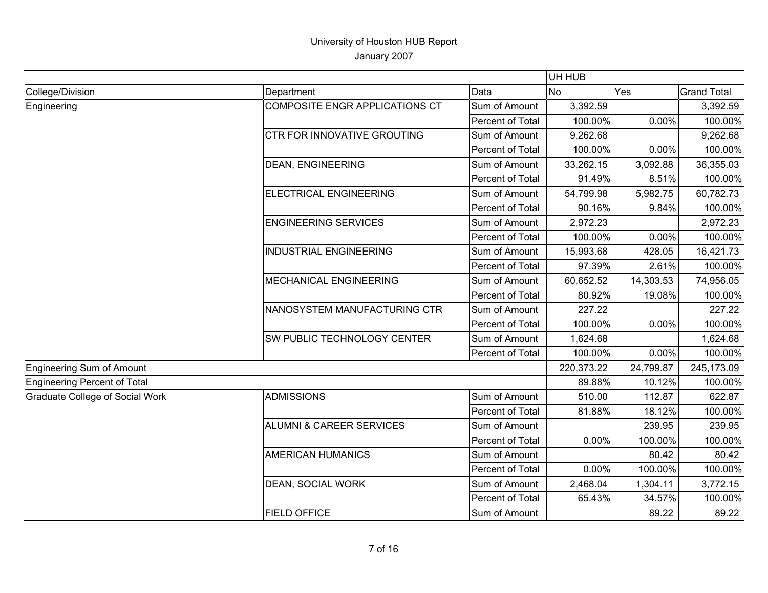University of Houston HUB Report

January 2007

| | | | UH HUB | | |
|---|---|---|---|---|---|
| College/Division | Department | Data | No | Yes | Grand Total |
| Engineering | COMPOSITE ENGR APPLICATIONS CT | Sum of Amount | 3,392.59 | | 3,392.59 |
| | | Percent of Total | 100.00% | 0.00% | 100.00% |
| | CTR FOR INNOVATIVE GROUTING | Sum of Amount | 9,262.68 | | 9,262.68 |
| | | Percent of Total | 100.00% | 0.00% | 100.00% |
| | DEAN, ENGINEERING | Sum of Amount | 33,262.15 | 3,092.88 | 36,355.03 |
| | | Percent of Total | 91.49% | 8.51% | 100.00% |
| | ELECTRICAL ENGINEERING | Sum of Amount | 54,799.98 | 5,982.75 | 60,782.73 |
| | | Percent of Total | 90.16% | 9.84% | 100.00% |
| | ENGINEERING SERVICES | Sum of Amount | 2,972.23 | | 2,972.23 |
| | | Percent of Total | 100.00% | 0.00% | 100.00% |
| | INDUSTRIAL ENGINEERING | Sum of Amount | 15,993.68 | 428.05 | 16,421.73 |
| | | Percent of Total | 97.39% | 2.61% | 100.00% |
| | MECHANICAL ENGINEERING | Sum of Amount | 60,652.52 | 14,303.53 | 74,956.05 |
| | | Percent of Total | 80.92% | 19.08% | 100.00% |
| | NANOSYSTEM MANUFACTURING CTR | Sum of Amount | 227.22 | | 227.22 |
| | | Percent of Total | 100.00% | 0.00% | 100.00% |
| | SW PUBLIC TECHNOLOGY CENTER | Sum of Amount | 1,624.68 | | 1,624.68 |
| | | Percent of Total | 100.00% | 0.00% | 100.00% |
| Engineering Sum of Amount | | | 220,373.22 | 24,799.87 | 245,173.09 |
| Engineering Percent of Total | | | 89.88% | 10.12% | 100.00% |
| Graduate College of Social Work | ADMISSIONS | Sum of Amount | 510.00 | 112.87 | 622.87 |
| | | Percent of Total | 81.88% | 18.12% | 100.00% |
| | ALUMNI & CAREER SERVICES | Sum of Amount | | 239.95 | 239.95 |
| | | Percent of Total | 0.00% | 100.00% | 100.00% |
| | AMERICAN HUMANICS | Sum of Amount | | 80.42 | 80.42 |
| | | Percent of Total | 0.00% | 100.00% | 100.00% |
| | DEAN, SOCIAL WORK | Sum of Amount | 2,468.04 | 1,304.11 | 3,772.15 |
| | | Percent of Total | 65.43% | 34.57% | 100.00% |
| | FIELD OFFICE | Sum of Amount | | 89.22 | 89.22 |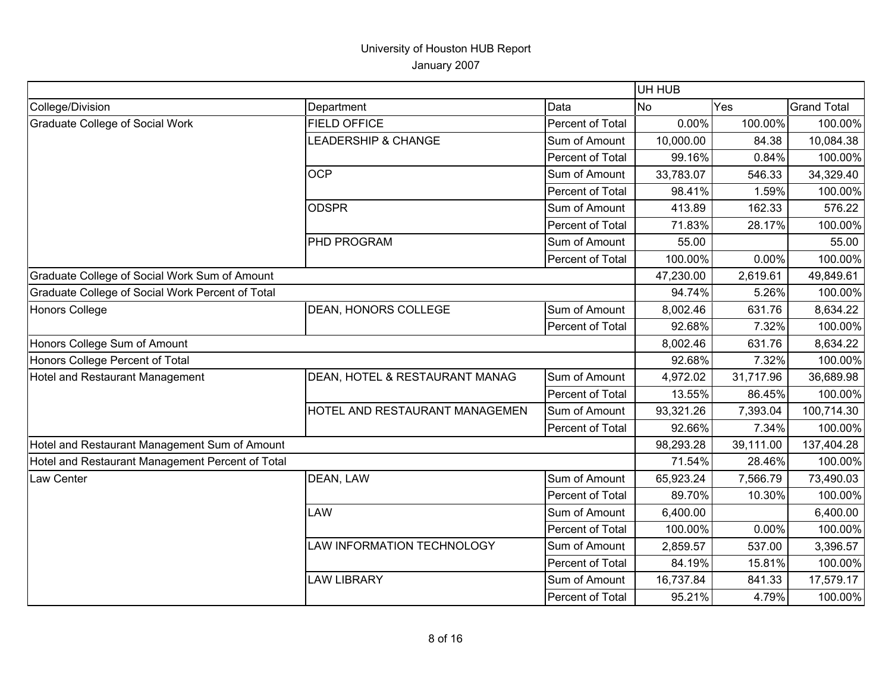# University of Houston HUB Report

January 2007

| | | | UH HUB | | |
|---|---|---|---|---|---|
| College/Division | Department | Data | No | Yes | Grand Total |
| Graduate College of Social Work | FIELD OFFICE | Percent of Total | 0.00% | 100.00% | 100.00% |
| | LEADERSHIP & CHANGE | Sum of Amount | 10,000.00 | 84.38 | 10,084.38 |
| | | Percent of Total | 99.16% | 0.84% | 100.00% |
| | OCP | Sum of Amount | 33,783.07 | 546.33 | 34,329.40 |
| | | Percent of Total | 98.41% | 1.59% | 100.00% |
| | ODSPR | Sum of Amount | 413.89 | 162.33 | 576.22 |
| | | Percent of Total | 71.83% | 28.17% | 100.00% |
| | PHD PROGRAM | Sum of Amount | 55.00 | | 55.00 |
| | | Percent of Total | 100.00% | 0.00% | 100.00% |
| Graduate College of Social Work Sum of Amount | | | 47,230.00 | 2,619.61 | 49,849.61 |
| Graduate College of Social Work Percent of Total | | | 94.74% | 5.26% | 100.00% |
| Honors College | DEAN, HONORS COLLEGE | Sum of Amount | 8,002.46 | 631.76 | 8,634.22 |
| | | Percent of Total | 92.68% | 7.32% | 100.00% |
| Honors College Sum of Amount | | | 8,002.46 | 631.76 | 8,634.22 |
| Honors College Percent of Total | | | 92.68% | 7.32% | 100.00% |
| Hotel and Restaurant Management | DEAN, HOTEL & RESTAURANT MANAG | Sum of Amount | 4,972.02 | 31,717.96 | 36,689.98 |
| | | Percent of Total | 13.55% | 86.45% | 100.00% |
| | HOTEL AND RESTAURANT MANAGEMEN | Sum of Amount | 93,321.26 | 7,393.04 | 100,714.30 |
| | | Percent of Total | 92.66% | 7.34% | 100.00% |
| Hotel and Restaurant Management Sum of Amount | | | 98,293.28 | 39,111.00 | 137,404.28 |
| Hotel and Restaurant Management Percent of Total | | | 71.54% | 28.46% | 100.00% |
| Law Center | DEAN, LAW | Sum of Amount | 65,923.24 | 7,566.79 | 73,490.03 |
| | | Percent of Total | 89.70% | 10.30% | 100.00% |
| | LAW | Sum of Amount | 6,400.00 | | 6,400.00 |
| | | Percent of Total | 100.00% | 0.00% | 100.00% |
| | LAW INFORMATION TECHNOLOGY | Sum of Amount | 2,859.57 | 537.00 | 3,396.57 |
| | | Percent of Total | 84.19% | 15.81% | 100.00% |
| | LAW LIBRARY | Sum of Amount | 16,737.84 | 841.33 | 17,579.17 |
| | | Percent of Total | 95.21% | 4.79% | 100.00% |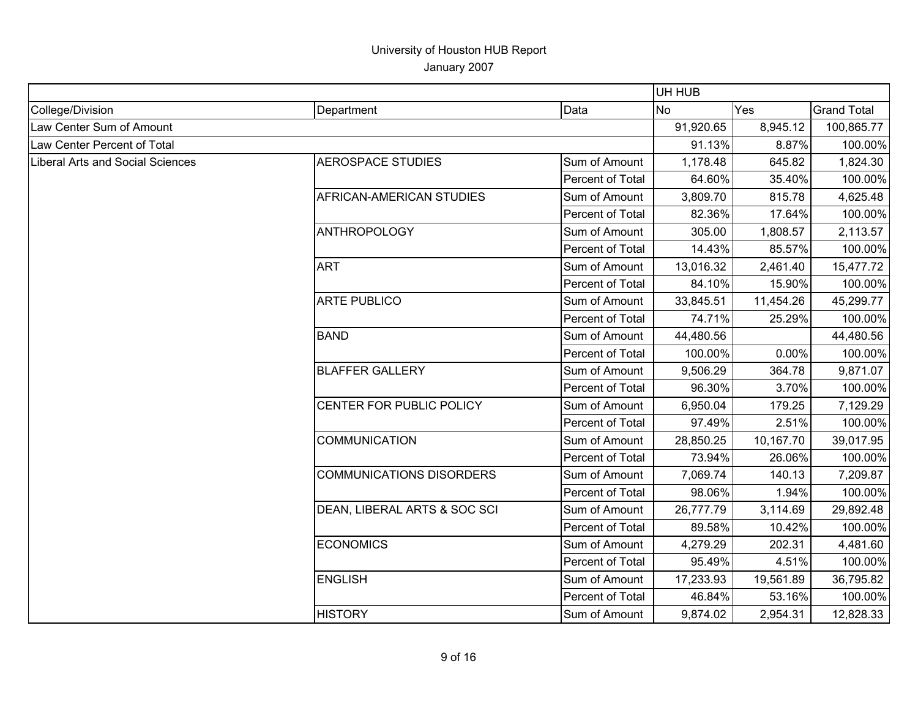# University of Houston HUB Report

January 2007

| | | | UH HUB | | |
|---|---|---|---|---|---|
| College/Division | Department | Data | No | Yes | Grand Total |
| Law Center Sum of Amount | | | 91,920.65 | 8,945.12 | 100,865.77 |
| Law Center Percent of Total | | | 91.13% | 8.87% | 100.00% |
| Liberal Arts and Social Sciences | AEROSPACE STUDIES | Sum of Amount | 1,178.48 | 645.82 | 1,824.30 |
| | | Percent of Total | 64.60% | 35.40% | 100.00% |
| | AFRICAN-AMERICAN STUDIES | Sum of Amount | 3,809.70 | 815.78 | 4,625.48 |
| | | Percent of Total | 82.36% | 17.64% | 100.00% |
| | ANTHROPOLOGY | Sum of Amount | 305.00 | 1,808.57 | 2,113.57 |
| | | Percent of Total | 14.43% | 85.57% | 100.00% |
| | ART | Sum of Amount | 13,016.32 | 2,461.40 | 15,477.72 |
| | | Percent of Total | 84.10% | 15.90% | 100.00% |
| | ARTE PUBLICO | Sum of Amount | 33,845.51 | 11,454.26 | 45,299.77 |
| | | Percent of Total | 74.71% | 25.29% | 100.00% |
| | BAND | Sum of Amount | 44,480.56 | | 44,480.56 |
| | | Percent of Total | 100.00% | 0.00% | 100.00% |
| | BLAFFER GALLERY | Sum of Amount | 9,506.29 | 364.78 | 9,871.07 |
| | | Percent of Total | 96.30% | 3.70% | 100.00% |
| | CENTER FOR PUBLIC POLICY | Sum of Amount | 6,950.04 | 179.25 | 7,129.29 |
| | | Percent of Total | 97.49% | 2.51% | 100.00% |
| | COMMUNICATION | Sum of Amount | 28,850.25 | 10,167.70 | 39,017.95 |
| | | Percent of Total | 73.94% | 26.06% | 100.00% |
| | COMMUNICATIONS DISORDERS | Sum of Amount | 7,069.74 | 140.13 | 7,209.87 |
| | | Percent of Total | 98.06% | 1.94% | 100.00% |
| | DEAN, LIBERAL ARTS & SOC SCI | Sum of Amount | 26,777.79 | 3,114.69 | 29,892.48 |
| | | Percent of Total | 89.58% | 10.42% | 100.00% |
| | ECONOMICS | Sum of Amount | 4,279.29 | 202.31 | 4,481.60 |
| | | Percent of Total | 95.49% | 4.51% | 100.00% |
| | ENGLISH | Sum of Amount | 17,233.93 | 19,561.89 | 36,795.82 |
| | | Percent of Total | 46.84% | 53.16% | 100.00% |
| | HISTORY | Sum of Amount | 9,874.02 | 2,954.31 | 12,828.33 |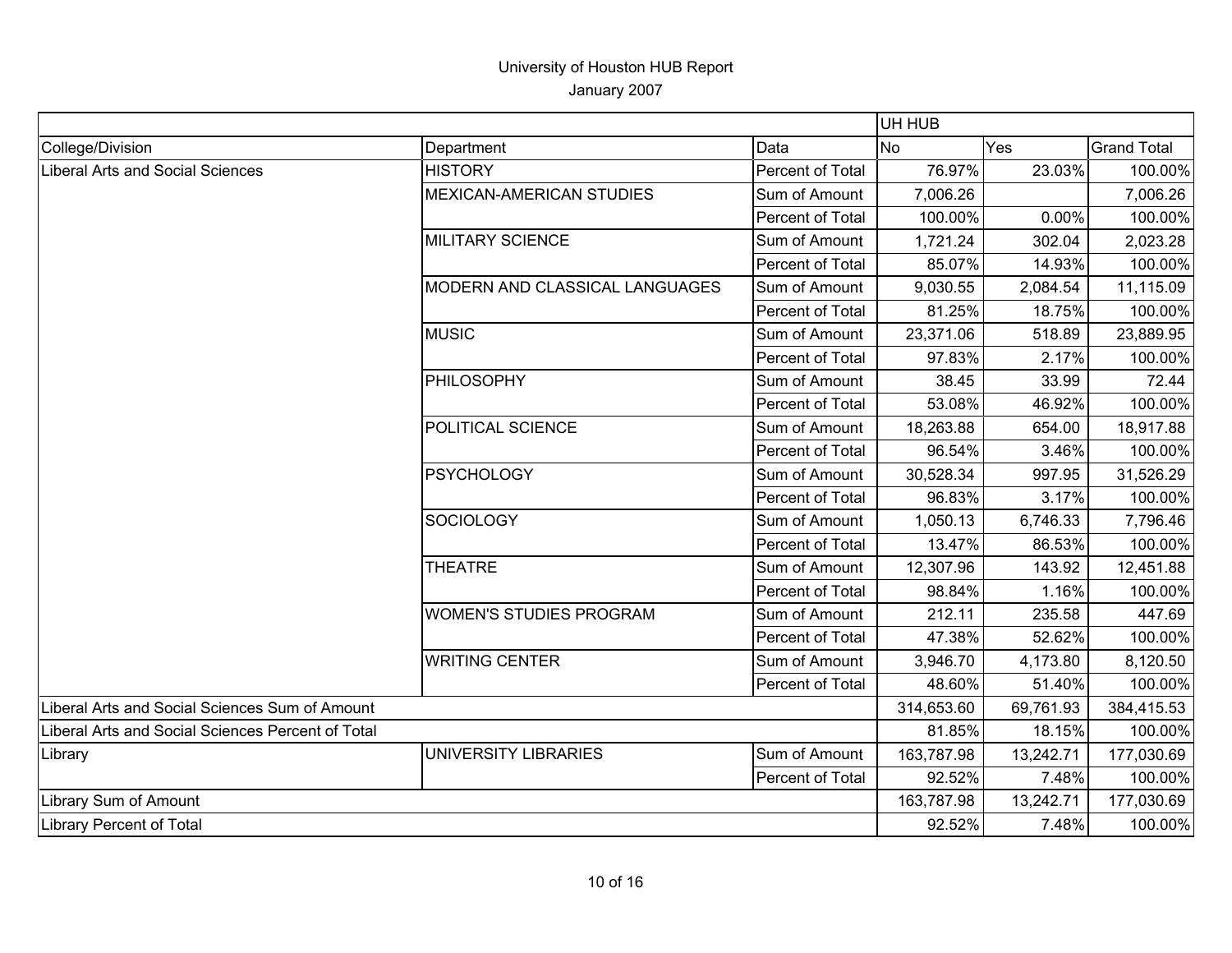University of Houston HUB Report

January 2007

| | | | UH HUB | | |
|---|---|---|---|---|---|
| College/Division | Department | Data | No | Yes | Grand Total |
| Liberal Arts and Social Sciences | HISTORY | Percent of Total | 76.97% | 23.03% | 100.00% |
| | MEXICAN-AMERICAN STUDIES | Sum of Amount | 7,006.26 | | 7,006.26 |
| | | Percent of Total | 100.00% | 0.00% | 100.00% |
| | MILITARY SCIENCE | Sum of Amount | 1,721.24 | 302.04 | 2,023.28 |
| | | Percent of Total | 85.07% | 14.93% | 100.00% |
| | MODERN AND CLASSICAL LANGUAGES | Sum of Amount | 9,030.55 | 2,084.54 | 11,115.09 |
| | | Percent of Total | 81.25% | 18.75% | 100.00% |
| | MUSIC | Sum of Amount | 23,371.06 | 518.89 | 23,889.95 |
| | | Percent of Total | 97.83% | 2.17% | 100.00% |
| | PHILOSOPHY | Sum of Amount | 38.45 | 33.99 | 72.44 |
| | | Percent of Total | 53.08% | 46.92% | 100.00% |
| | POLITICAL SCIENCE | Sum of Amount | 18,263.88 | 654.00 | 18,917.88 |
| | | Percent of Total | 96.54% | 3.46% | 100.00% |
| | PSYCHOLOGY | Sum of Amount | 30,528.34 | 997.95 | 31,526.29 |
| | | Percent of Total | 96.83% | 3.17% | 100.00% |
| | SOCIOLOGY | Sum of Amount | 1,050.13 | 6,746.33 | 7,796.46 |
| | | Percent of Total | 13.47% | 86.53% | 100.00% |
| | THEATRE | Sum of Amount | 12,307.96 | 143.92 | 12,451.88 |
| | | Percent of Total | 98.84% | 1.16% | 100.00% |
| | WOMEN'S STUDIES PROGRAM | Sum of Amount | 212.11 | 235.58 | 447.69 |
| | | Percent of Total | 47.38% | 52.62% | 100.00% |
| | WRITING CENTER | Sum of Amount | 3,946.70 | 4,173.80 | 8,120.50 |
| | | Percent of Total | 48.60% | 51.40% | 100.00% |
| Liberal Arts and Social Sciences Sum of Amount | | | 314,653.60 | 69,761.93 | 384,415.53 |
| Liberal Arts and Social Sciences Percent of Total | | | 81.85% | 18.15% | 100.00% |
| Library | UNIVERSITY LIBRARIES | Sum of Amount | 163,787.98 | 13,242.71 | 177,030.69 |
| | | Percent of Total | 92.52% | 7.48% | 100.00% |
| Library Sum of Amount | | | 163,787.98 | 13,242.71 | 177,030.69 |
| Library Percent of Total | | | 92.52% | 7.48% | 100.00% |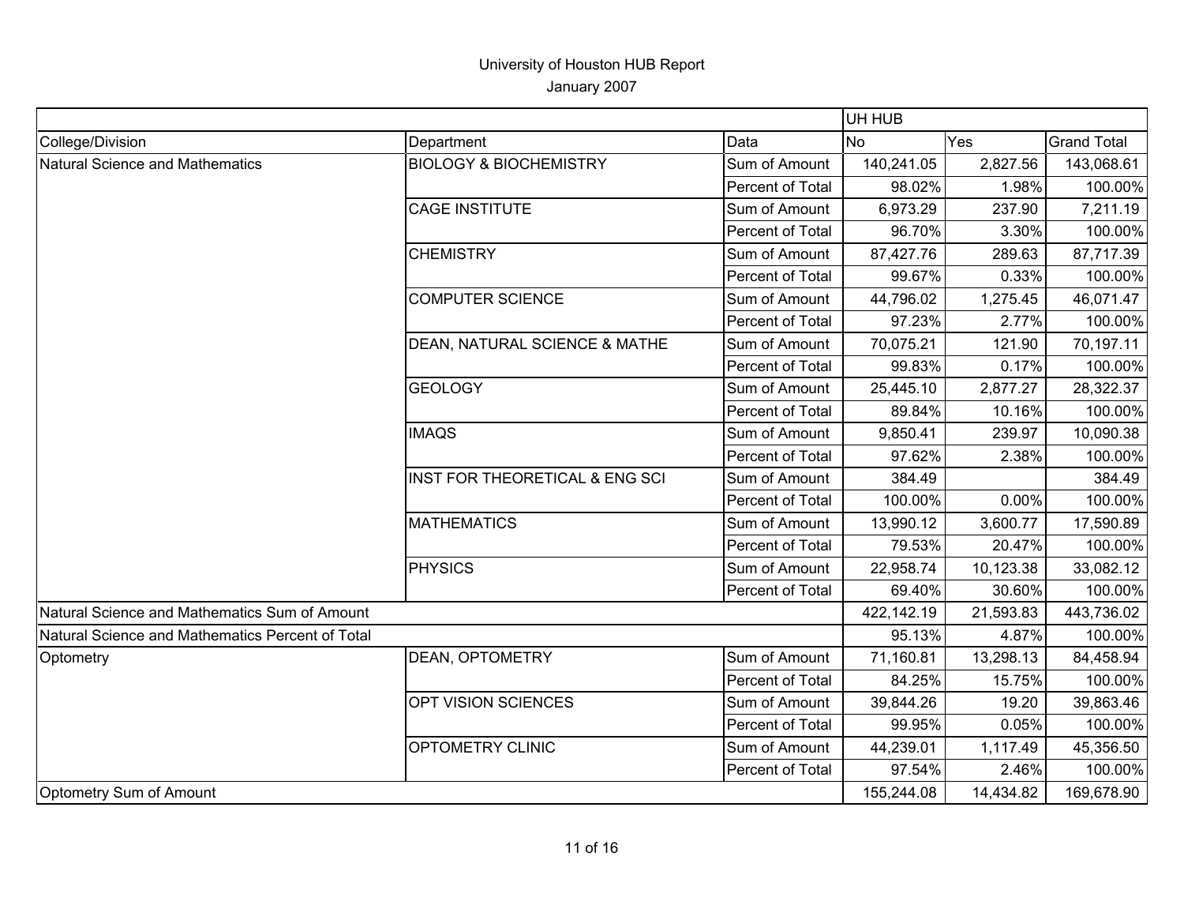# University of Houston HUB Report

January 2007

| | | | UH HUB | | |
|---|---|---|---|---|---|
| College/Division | Department | Data | No | Yes | Grand Total |
| Natural Science and Mathematics | BIOLOGY & BIOCHEMISTRY | Sum of Amount | 140,241.05 | 2,827.56 | 143,068.61 |
| | | Percent of Total | 98.02% | 1.98% | 100.00% |
| | CAGE INSTITUTE | Sum of Amount | 6,973.29 | 237.90 | 7,211.19 |
| | | Percent of Total | 96.70% | 3.30% | 100.00% |
| | CHEMISTRY | Sum of Amount | 87,427.76 | 289.63 | 87,717.39 |
| | | Percent of Total | 99.67% | 0.33% | 100.00% |
| | COMPUTER SCIENCE | Sum of Amount | 44,796.02 | 1,275.45 | 46,071.47 |
| | | Percent of Total | 97.23% | 2.77% | 100.00% |
| | DEAN, NATURAL SCIENCE & MATHE | Sum of Amount | 70,075.21 | 121.90 | 70,197.11 |
| | | Percent of Total | 99.83% | 0.17% | 100.00% |
| | GEOLOGY | Sum of Amount | 25,445.10 | 2,877.27 | 28,322.37 |
| | | Percent of Total | 89.84% | 10.16% | 100.00% |
| | IMAQS | Sum of Amount | 9,850.41 | 239.97 | 10,090.38 |
| | | Percent of Total | 97.62% | 2.38% | 100.00% |
| | INST FOR THEORETICAL & ENG SCI | Sum of Amount | 384.49 | | 384.49 |
| | | Percent of Total | 100.00% | 0.00% | 100.00% |
| | MATHEMATICS | Sum of Amount | 13,990.12 | 3,600.77 | 17,590.89 |
| | | Percent of Total | 79.53% | 20.47% | 100.00% |
| | PHYSICS | Sum of Amount | 22,958.74 | 10,123.38 | 33,082.12 |
| | | Percent of Total | 69.40% | 30.60% | 100.00% |
| Natural Science and Mathematics Sum of Amount | | | 422,142.19 | 21,593.83 | 443,736.02 |
| Natural Science and Mathematics Percent of Total | | | 95.13% | 4.87% | 100.00% |
| Optometry | DEAN, OPTOMETRY | Sum of Amount | 71,160.81 | 13,298.13 | 84,458.94 |
| | | Percent of Total | 84.25% | 15.75% | 100.00% |
| | OPT VISION SCIENCES | Sum of Amount | 39,844.26 | 19.20 | 39,863.46 |
| | | Percent of Total | 99.95% | 0.05% | 100.00% |
| | OPTOMETRY CLINIC | Sum of Amount | 44,239.01 | 1,117.49 | 45,356.50 |
| | | Percent of Total | 97.54% | 2.46% | 100.00% |
| Optometry Sum of Amount | | | 155,244.08 | 14,434.82 | 169,678.90 |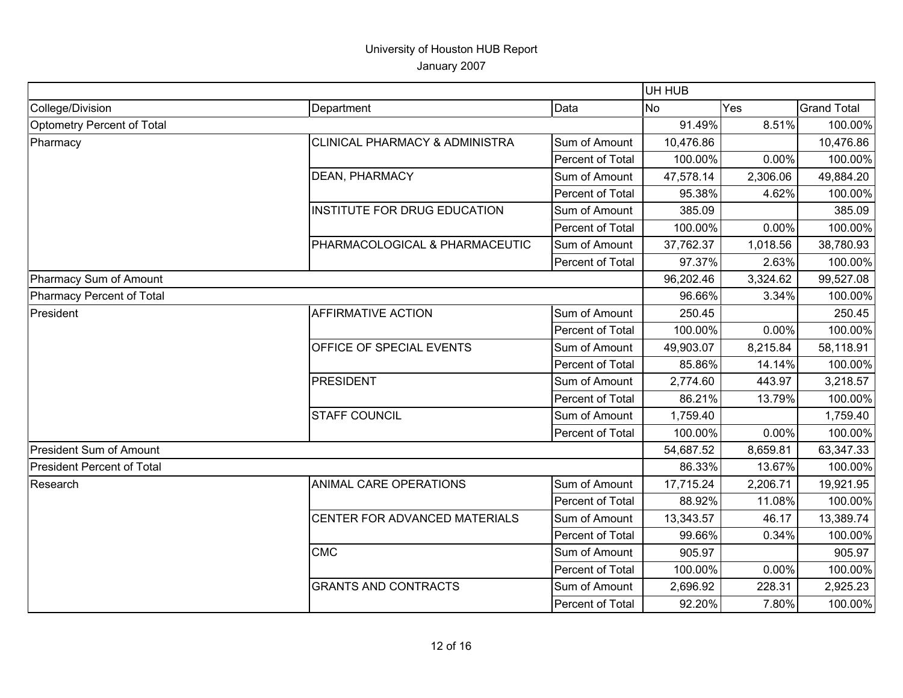# University of Houston HUB Report

January 2007

| | | | UH HUB | | |
|---|---|---|---|---|---|
| College/Division | Department | Data | No | Yes | Grand Total |
| Optometry Percent of Total | | | 91.49% | 8.51% | 100.00% |
| Pharmacy | CLINICAL PHARMACY & ADMINISTRA | Sum of Amount | 10,476.86 | | 10,476.86 |
| | | Percent of Total | 100.00% | 0.00% | 100.00% |
| | DEAN, PHARMACY | Sum of Amount | 47,578.14 | 2,306.06 | 49,884.20 |
| | | Percent of Total | 95.38% | 4.62% | 100.00% |
| | INSTITUTE FOR DRUG EDUCATION | Sum of Amount | 385.09 | | 385.09 |
| | | Percent of Total | 100.00% | 0.00% | 100.00% |
| | PHARMACOLOGICAL & PHARMACEUTIC | Sum of Amount | 37,762.37 | 1,018.56 | 38,780.93 |
| | | Percent of Total | 97.37% | 2.63% | 100.00% |
| Pharmacy Sum of Amount | | | 96,202.46 | 3,324.62 | 99,527.08 |
| Pharmacy Percent of Total | | | 96.66% | 3.34% | 100.00% |
| President | AFFIRMATIVE ACTION | Sum of Amount | 250.45 | | 250.45 |
| | | Percent of Total | 100.00% | 0.00% | 100.00% |
| | OFFICE OF SPECIAL EVENTS | Sum of Amount | 49,903.07 | 8,215.84 | 58,118.91 |
| | | Percent of Total | 85.86% | 14.14% | 100.00% |
| | PRESIDENT | Sum of Amount | 2,774.60 | 443.97 | 3,218.57 |
| | | Percent of Total | 86.21% | 13.79% | 100.00% |
| | STAFF COUNCIL | Sum of Amount | 1,759.40 | | 1,759.40 |
| | | Percent of Total | 100.00% | 0.00% | 100.00% |
| President Sum of Amount | | | 54,687.52 | 8,659.81 | 63,347.33 |
| President Percent of Total | | | 86.33% | 13.67% | 100.00% |
| Research | ANIMAL CARE OPERATIONS | Sum of Amount | 17,715.24 | 2,206.71 | 19,921.95 |
| | | Percent of Total | 88.92% | 11.08% | 100.00% |
| | CENTER FOR ADVANCED MATERIALS | Sum of Amount | 13,343.57 | 46.17 | 13,389.74 |
| | | Percent of Total | 99.66% | 0.34% | 100.00% |
| | CMC | Sum of Amount | 905.97 | | 905.97 |
| | | Percent of Total | 100.00% | 0.00% | 100.00% |
| | GRANTS AND CONTRACTS | Sum of Amount | 2,696.92 | 228.31 | 2,925.23 |
| | | Percent of Total | 92.20% | 7.80% | 100.00% |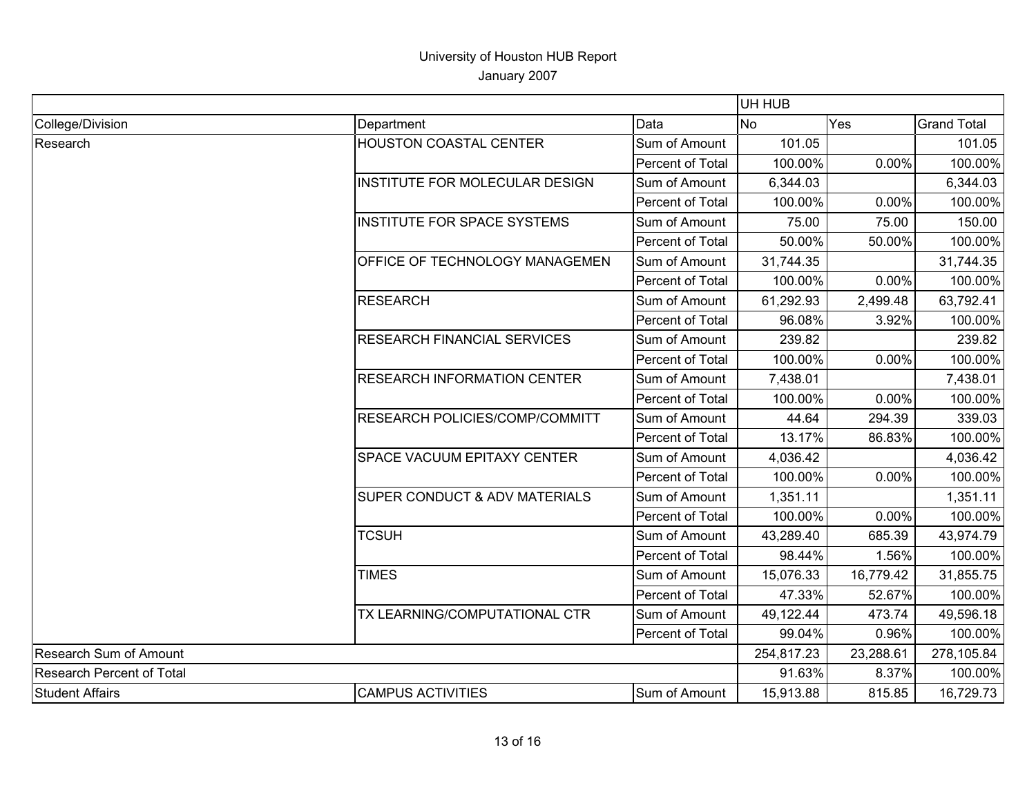University of Houston HUB Report

January 2007

| | | | UH HUB | | |
|---|---|---|---|---|---|
| College/Division | Department | Data | No | Yes | Grand Total |
| Research | HOUSTON COASTAL CENTER | Sum of Amount | 101.05 | | 101.05 |
| | | Percent of Total | 100.00% | 0.00% | 100.00% |
| | INSTITUTE FOR MOLECULAR DESIGN | Sum of Amount | 6,344.03 | | 6,344.03 |
| | | Percent of Total | 100.00% | 0.00% | 100.00% |
| | INSTITUTE FOR SPACE SYSTEMS | Sum of Amount | 75.00 | 75.00 | 150.00 |
| | | Percent of Total | 50.00% | 50.00% | 100.00% |
| | OFFICE OF TECHNOLOGY MANAGEMEN | Sum of Amount | 31,744.35 | | 31,744.35 |
| | | Percent of Total | 100.00% | 0.00% | 100.00% |
| | RESEARCH | Sum of Amount | 61,292.93 | 2,499.48 | 63,792.41 |
| | | Percent of Total | 96.08% | 3.92% | 100.00% |
| | RESEARCH FINANCIAL SERVICES | Sum of Amount | 239.82 | | 239.82 |
| | | Percent of Total | 100.00% | 0.00% | 100.00% |
| | RESEARCH INFORMATION CENTER | Sum of Amount | 7,438.01 | | 7,438.01 |
| | | Percent of Total | 100.00% | 0.00% | 100.00% |
| | RESEARCH POLICIES/COMP/COMMITT | Sum of Amount | 44.64 | 294.39 | 339.03 |
| | | Percent of Total | 13.17% | 86.83% | 100.00% |
| | SPACE VACUUM EPITAXY CENTER | Sum of Amount | 4,036.42 | | 4,036.42 |
| | | Percent of Total | 100.00% | 0.00% | 100.00% |
| | SUPER CONDUCT & ADV MATERIALS | Sum of Amount | 1,351.11 | | 1,351.11 |
| | | Percent of Total | 100.00% | 0.00% | 100.00% |
| | TCSUH | Sum of Amount | 43,289.40 | 685.39 | 43,974.79 |
| | | Percent of Total | 98.44% | 1.56% | 100.00% |
| | TIMES | Sum of Amount | 15,076.33 | 16,779.42 | 31,855.75 |
| | | Percent of Total | 47.33% | 52.67% | 100.00% |
| | TX LEARNING/COMPUTATIONAL CTR | Sum of Amount | 49,122.44 | 473.74 | 49,596.18 |
| | | Percent of Total | 99.04% | 0.96% | 100.00% |
| Research Sum of Amount | | | 254,817.23 | 23,288.61 | 278,105.84 |
| Research Percent of Total | | | 91.63% | 8.37% | 100.00% |
| Student Affairs | CAMPUS ACTIVITIES | Sum of Amount | 15,913.88 | 815.85 | 16,729.73 |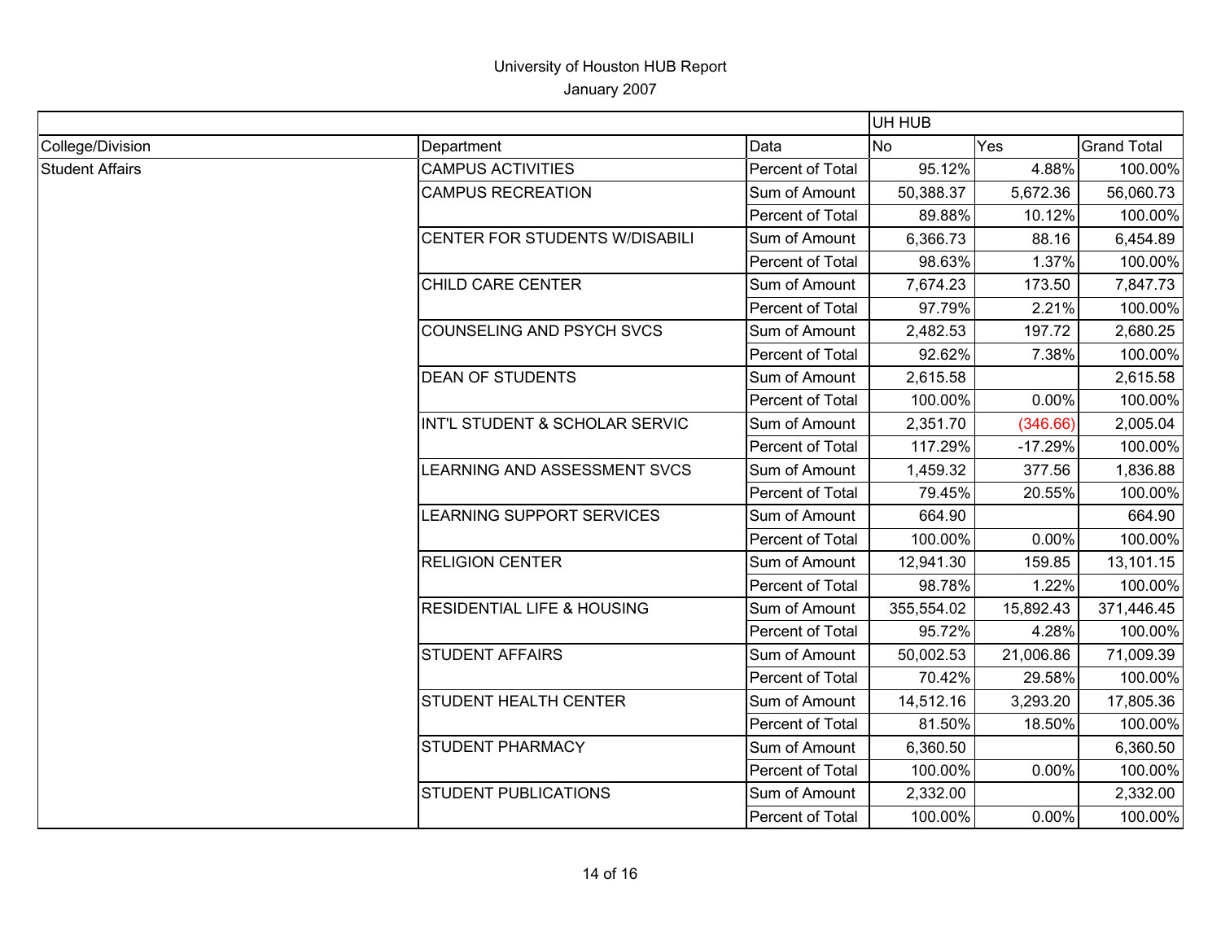University of Houston HUB Report

January 2007

| | | | UH HUB | | |
|---|---|---|---|---|---|
| College/Division | Department | Data | No | Yes | Grand Total |
| Student Affairs | CAMPUS ACTIVITIES | Percent of Total | 95.12% | 4.88% | 100.00% |
| | CAMPUS RECREATION | Sum of Amount | 50,388.37 | 5,672.36 | 56,060.73 |
| | | Percent of Total | 89.88% | 10.12% | 100.00% |
| | CENTER FOR STUDENTS W/DISABILI | Sum of Amount | 6,366.73 | 88.16 | 6,454.89 |
| | | Percent of Total | 98.63% | 1.37% | 100.00% |
| | CHILD CARE CENTER | Sum of Amount | 7,674.23 | 173.50 | 7,847.73 |
| | | Percent of Total | 97.79% | 2.21% | 100.00% |
| | COUNSELING AND PSYCH SVCS | Sum of Amount | 2,482.53 | 197.72 | 2,680.25 |
| | | Percent of Total | 92.62% | 7.38% | 100.00% |
| | DEAN OF STUDENTS | Sum of Amount | 2,615.58 | | 2,615.58 |
| | | Percent of Total | 100.00% | 0.00% | 100.00% |
| | INT'L STUDENT & SCHOLAR SERVIC | Sum of Amount | 2,351.70 | (346.66) | 2,005.04 |
| | | Percent of Total | 117.29% | -17.29% | 100.00% |
| | LEARNING AND ASSESSMENT SVCS | Sum of Amount | 1,459.32 | 377.56 | 1,836.88 |
| | | Percent of Total | 79.45% | 20.55% | 100.00% |
| | LEARNING SUPPORT SERVICES | Sum of Amount | 664.90 | | 664.90 |
| | | Percent of Total | 100.00% | 0.00% | 100.00% |
| | RELIGION CENTER | Sum of Amount | 12,941.30 | 159.85 | 13,101.15 |
| | | Percent of Total | 98.78% | 1.22% | 100.00% |
| | RESIDENTIAL LIFE & HOUSING | Sum of Amount | 355,554.02 | 15,892.43 | 371,446.45 |
| | | Percent of Total | 95.72% | 4.28% | 100.00% |
| | STUDENT AFFAIRS | Sum of Amount | 50,002.53 | 21,006.86 | 71,009.39 |
| | | Percent of Total | 70.42% | 29.58% | 100.00% |
| | STUDENT HEALTH CENTER | Sum of Amount | 14,512.16 | 3,293.20 | 17,805.36 |
| | | Percent of Total | 81.50% | 18.50% | 100.00% |
| | STUDENT PHARMACY | Sum of Amount | 6,360.50 | | 6,360.50 |
| | | Percent of Total | 100.00% | 0.00% | 100.00% |
| | STUDENT PUBLICATIONS | Sum of Amount | 2,332.00 | | 2,332.00 |
| | | Percent of Total | 100.00% | 0.00% | 100.00% |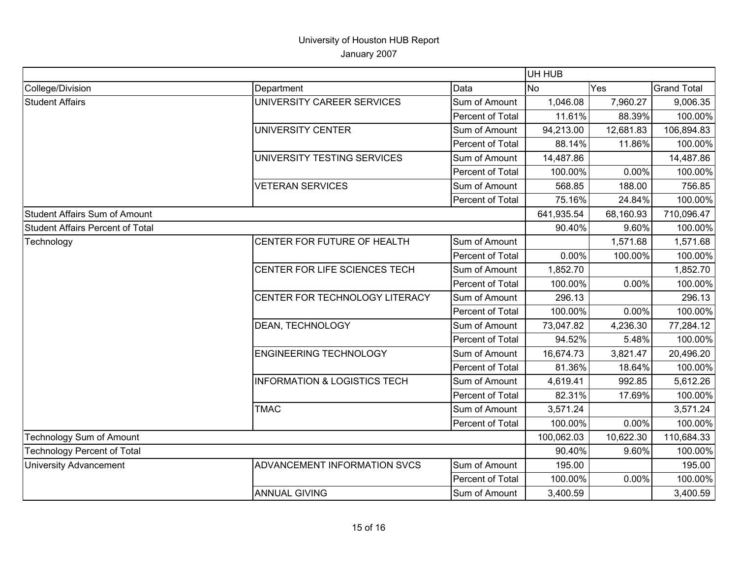University of Houston HUB Report

January 2007

| | | | UH HUB | | |
|---|---|---|---|---|---|
| College/Division | Department | Data | No | Yes | Grand Total |
| Student Affairs | UNIVERSITY CAREER SERVICES | Sum of Amount | 1,046.08 | 7,960.27 | 9,006.35 |
| | | Percent of Total | 11.61% | 88.39% | 100.00% |
| | UNIVERSITY CENTER | Sum of Amount | 94,213.00 | 12,681.83 | 106,894.83 |
| | | Percent of Total | 88.14% | 11.86% | 100.00% |
| | UNIVERSITY TESTING SERVICES | Sum of Amount | 14,487.86 | | 14,487.86 |
| | | Percent of Total | 100.00% | 0.00% | 100.00% |
| | VETERAN SERVICES | Sum of Amount | 568.85 | 188.00 | 756.85 |
| | | Percent of Total | 75.16% | 24.84% | 100.00% |
| Student Affairs Sum of Amount | | | 641,935.54 | 68,160.93 | 710,096.47 |
| Student Affairs Percent of Total | | | 90.40% | 9.60% | 100.00% |
| Technology | CENTER FOR FUTURE OF HEALTH | Sum of Amount | | 1,571.68 | 1,571.68 |
| | | Percent of Total | 0.00% | 100.00% | 100.00% |
| | CENTER FOR LIFE SCIENCES TECH | Sum of Amount | 1,852.70 | | 1,852.70 |
| | | Percent of Total | 100.00% | 0.00% | 100.00% |
| | CENTER FOR TECHNOLOGY LITERACY | Sum of Amount | 296.13 | | 296.13 |
| | | Percent of Total | 100.00% | 0.00% | 100.00% |
| | DEAN, TECHNOLOGY | Sum of Amount | 73,047.82 | 4,236.30 | 77,284.12 |
| | | Percent of Total | 94.52% | 5.48% | 100.00% |
| | ENGINEERING TECHNOLOGY | Sum of Amount | 16,674.73 | 3,821.47 | 20,496.20 |
| | | Percent of Total | 81.36% | 18.64% | 100.00% |
| | INFORMATION & LOGISTICS TECH | Sum of Amount | 4,619.41 | 992.85 | 5,612.26 |
| | | Percent of Total | 82.31% | 17.69% | 100.00% |
| | TMAC | Sum of Amount | 3,571.24 | | 3,571.24 |
| | | Percent of Total | 100.00% | 0.00% | 100.00% |
| Technology Sum of Amount | | | 100,062.03 | 10,622.30 | 110,684.33 |
| Technology Percent of Total | | | 90.40% | 9.60% | 100.00% |
| University Advancement | ADVANCEMENT INFORMATION SVCS | Sum of Amount | 195.00 | | 195.00 |
| | | Percent of Total | 100.00% | 0.00% | 100.00% |
| | ANNUAL GIVING | Sum of Amount | 3,400.59 | | 3,400.59 |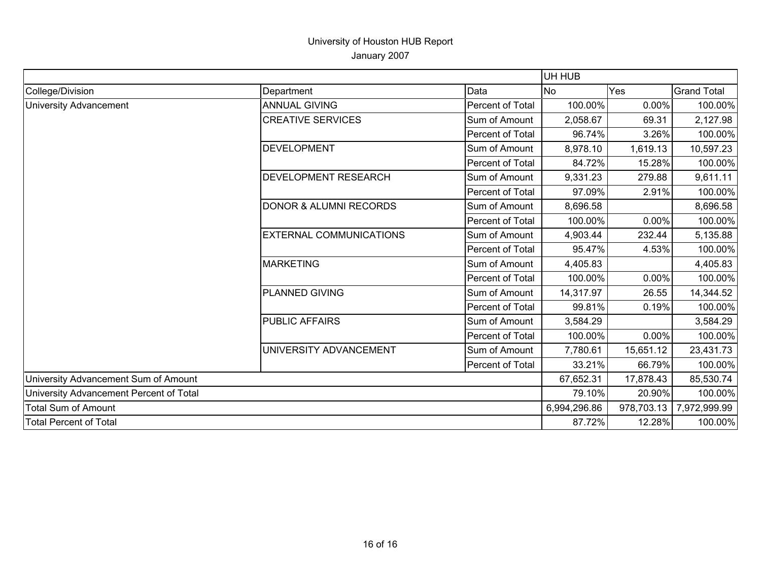University of Houston HUB Report

January 2007

| | | | UH HUB | | |
|---|---|---|---|---|---|
| College/Division | Department | Data | No | Yes | Grand Total |
| University Advancement | ANNUAL GIVING | Percent of Total | 100.00% | 0.00% | 100.00% |
| | CREATIVE SERVICES | Sum of Amount | 2,058.67 | 69.31 | 2,127.98 |
| | | Percent of Total | 96.74% | 3.26% | 100.00% |
| | DEVELOPMENT | Sum of Amount | 8,978.10 | 1,619.13 | 10,597.23 |
| | | Percent of Total | 84.72% | 15.28% | 100.00% |
| | DEVELOPMENT RESEARCH | Sum of Amount | 9,331.23 | 279.88 | 9,611.11 |
| | | Percent of Total | 97.09% | 2.91% | 100.00% |
| | DONOR & ALUMNI RECORDS | Sum of Amount | 8,696.58 | | 8,696.58 |
| | | Percent of Total | 100.00% | 0.00% | 100.00% |
| | EXTERNAL COMMUNICATIONS | Sum of Amount | 4,903.44 | 232.44 | 5,135.88 |
| | | Percent of Total | 95.47% | 4.53% | 100.00% |
| | MARKETING | Sum of Amount | 4,405.83 | | 4,405.83 |
| | | Percent of Total | 100.00% | 0.00% | 100.00% |
| | PLANNED GIVING | Sum of Amount | 14,317.97 | 26.55 | 14,344.52 |
| | | Percent of Total | 99.81% | 0.19% | 100.00% |
| | PUBLIC AFFAIRS | Sum of Amount | 3,584.29 | | 3,584.29 |
| | | Percent of Total | 100.00% | 0.00% | 100.00% |
| | UNIVERSITY ADVANCEMENT | Sum of Amount | 7,780.61 | 15,651.12 | 23,431.73 |
| | | Percent of Total | 33.21% | 66.79% | 100.00% |
| University Advancement Sum of Amount | | | 67,652.31 | 17,878.43 | 85,530.74 |
| University Advancement Percent of Total | | | 79.10% | 20.90% | 100.00% |
| Total Sum of Amount | | | 6,994,296.86 | 978,703.13 | 7,972,999.99 |
| Total Percent of Total | | | 87.72% | 12.28% | 100.00% |